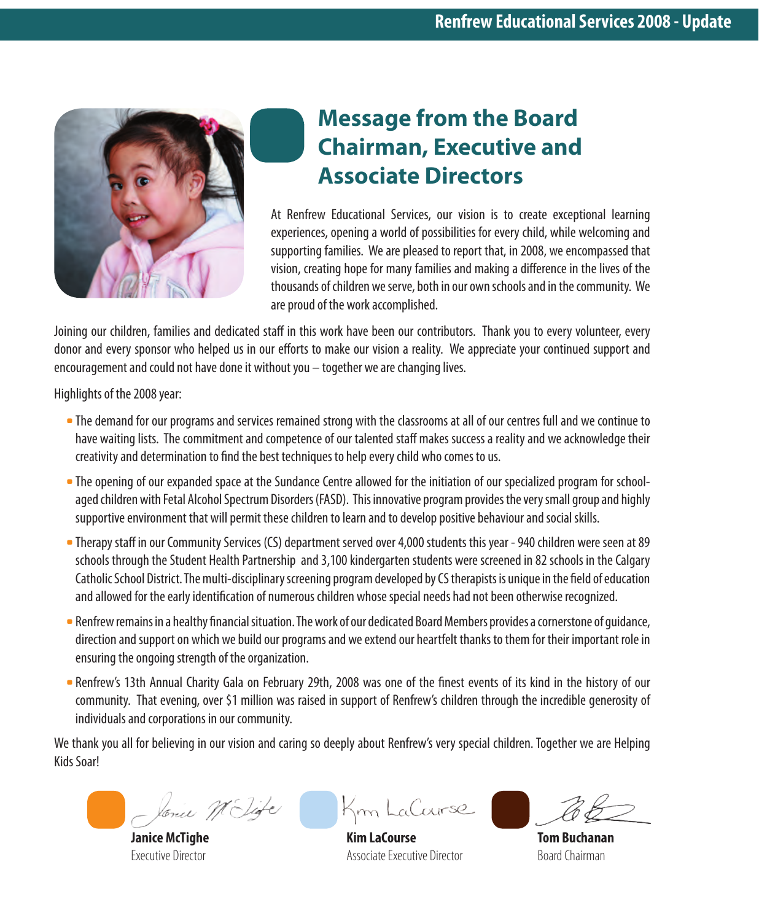# Message from the Board Chairman, Executive and Associate Directors

At Renfrew Educational Services, our vision is to create exceptional learning experiences, opening a world of possibilities for every child, while welcoming and supporting families. We are pleased to report that, in 2008, we encompassed that vision, creating hope for many families and making a difference in the lives of the thousands of children we serve, both in our own schools and in the community. We are proud of the work accomplished.

Joining our children, families and dedicated staff in this work have been our contributors. Thank you to every volunteer, every donor and every sponsor who helped us in our efforts to make our vision a reality. We appreciate your continued support and encouragement and could not have done it without you – together we are changing lives.

Highlights of the 2008 year:

- The demand for our programs and services remained strong with the classrooms at all of our centres full and we continue to have waiting lists. The commitment and competence of our talented staff makes success a reality and we acknowledge their creativity and determination to find the best techniques to help every child who comes to us.
- The opening of our expanded space at the Sundance Centre allowed for the initiation of our specialized program for school-aged children with Fetal Alcohol Spectrum Disorders (FASD). This innovative program provides the very small group and highly supportive environment that will permit these children to learn and to develop positive behaviour and social skills.
- Therapy staff in our Community Services (CS) department served over 4,000 students this year - 940 children were seen at 89 schools through the Student Health Partnership and 3,100 kindergarten students were screened in 82 schools in the Calgary Catholic School District. The multi-disciplinary screening program developed by CS therapists is unique in the field of education and allowed for the early identification of numerous children whose special needs had not been otherwise recognized.
- Renfrew remains in a healthy financial situation. The work of our dedicated Board Members provides a cornerstone of guidance, direction and support on which we build our programs and we extend our heartfelt thanks to them for their important role in ensuring the ongoing strength of the organization.
- Renfrew's 13th Annual Charity Gala on February 29th, 2008 was one of the finest events of its kind in the history of our community. That evening, over $1 million was raised in support of Renfrew's children through the incredible generosity of individuals and corporations in our community.

We thank you all for believing in our vision and caring so deeply about Renfrew's very special children. Together we are Helping Kids Soar!

**Janice McTighe**
Executive Director

**Kim LaCourse**
Associate Executive Director

**Tom Buchanan**
Board Chairman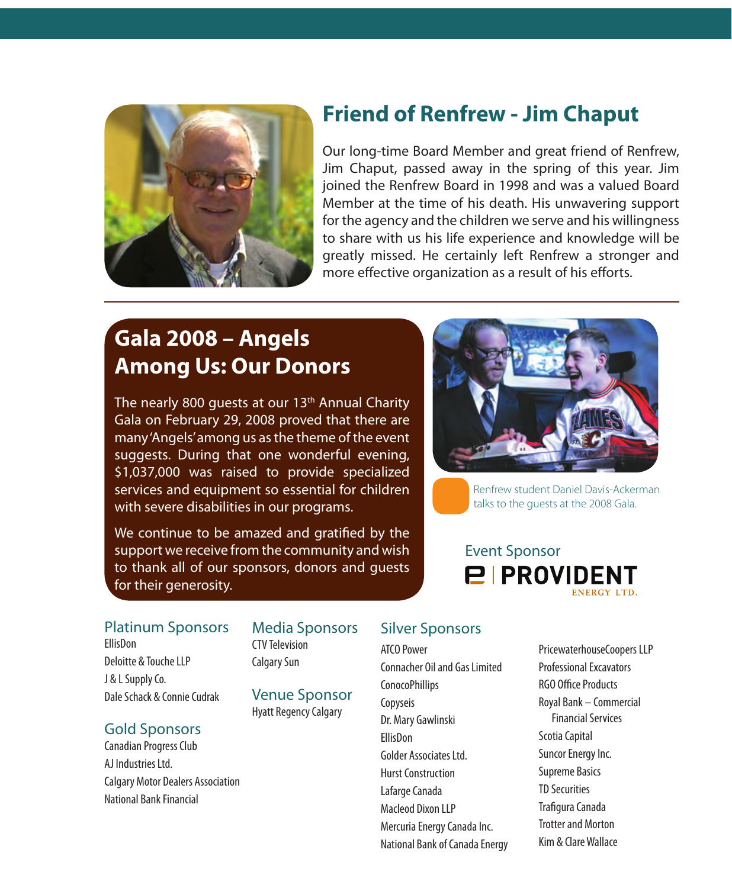## Friend of Renfrew - Jim Chaput

Our long-time Board Member and great friend of Renfrew, Jim Chaput, passed away in the spring of this year. Jim joined the Renfrew Board in 1998 and was a valued Board Member at the time of his death. His unwavering support for the agency and the children we serve and his willingness to share with us his life experience and knowledge will be greatly missed. He certainly left Renfrew a stronger and more effective organization as a result of his efforts.

## Gala 2008 – Angels Among Us: Our Donors

The nearly 800 guests at our 13th Annual Charity Gala on February 29, 2008 proved that there are many 'Angels' among us as the theme of the event suggests. During that one wonderful evening, $1,037,000 was raised to provide specialized services and equipment so essential for children with severe disabilities in our programs.

We continue to be amazed and gratified by the support we receive from the community and wish to thank all of our sponsors, donors and guests for their generosity.

Renfrew student Daniel Davis-Ackerman talks to the guests at the 2008 Gala.

### Event Sponsor

PROVIDENT ENERGY LTD.

### Platinum Sponsors

EllisDon
Deloitte & Touche LLP
J & L Supply Co.
Dale Schack & Connie Cudrak

### Gold Sponsors

Canadian Progress Club
AJ Industries Ltd.
Calgary Motor Dealers Association
National Bank Financial

### Media Sponsors

CTV Television
Calgary Sun

### Venue Sponsor

Hyatt Regency Calgary

### Silver Sponsors

ATCO Power
Connacher Oil and Gas Limited
ConocoPhillips
Copyseis
Dr. Mary Gawlinski
EllisDon
Golder Associates Ltd.
Hurst Construction
Lafarge Canada
Macleod Dixon LLP
Mercuria Energy Canada Inc.
National Bank of Canada Energy
PricewaterhouseCoopers LLP
Professional Excavators
RGO Office Products
Royal Bank – Commercial Financial Services
Scotia Capital
Suncor Energy Inc.
Supreme Basics
TD Securities
Trafigura Canada
Trotter and Morton
Kim & Clare Wallace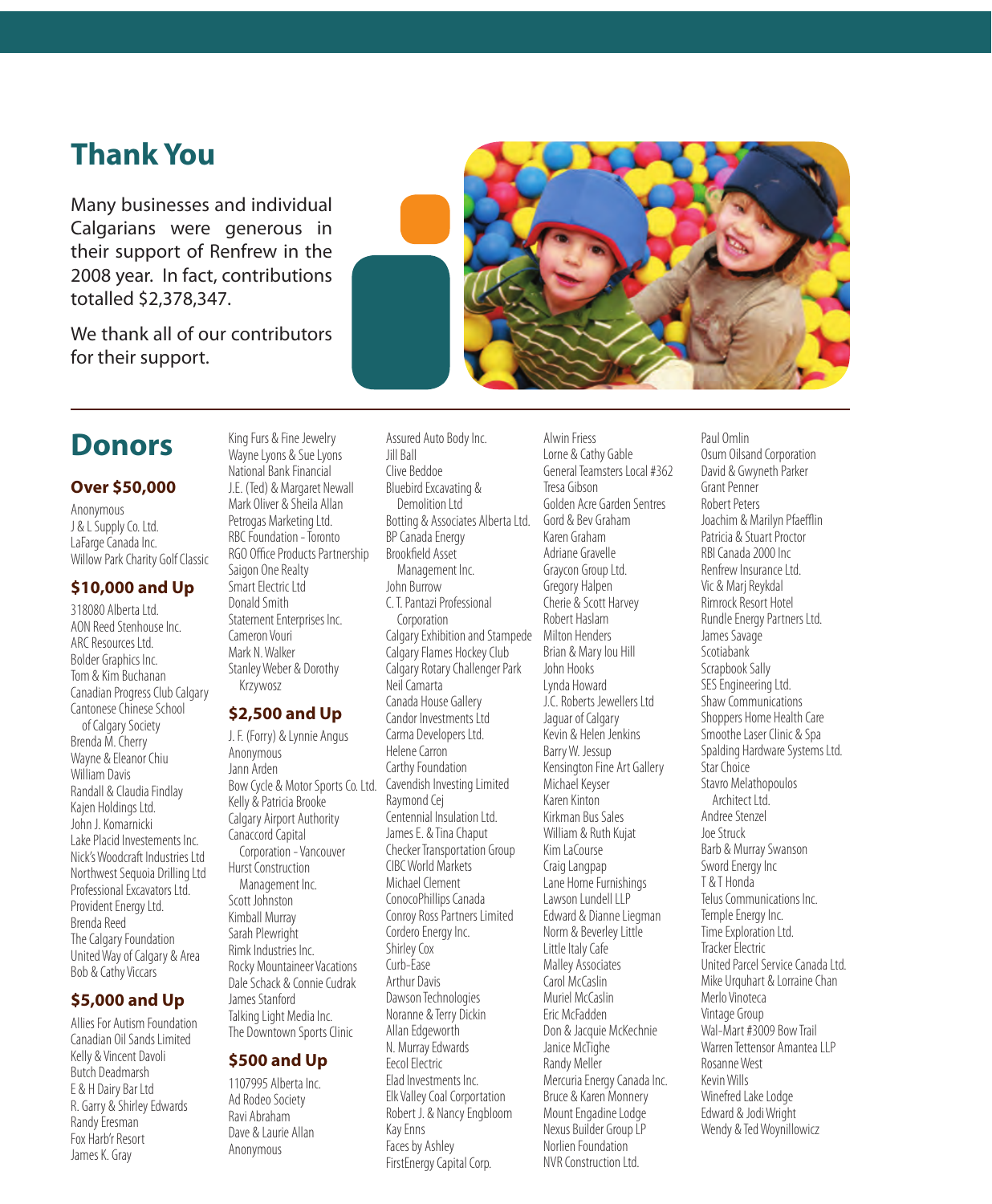# Thank You

Many businesses and individual Calgarians were generous in their support of Renfrew in the 2008 year. In fact, contributions totalled $2,378,347.

We thank all of our contributors for their support.

# Donors

### Over $50,000

Anonymous
J & L Supply Co. Ltd.
LaFarge Canada Inc.
Willow Park Charity Golf Classic

### $10,000 and Up

318080 Alberta Ltd.
AON Reed Stenhouse Inc.
ARC Resources Ltd.
Bolder Graphics Inc.
Tom & Kim Buchanan
Canadian Progress Club Calgary
Cantonese Chinese School of Calgary Society
Brenda M. Cherry
Wayne & Eleanor Chiu
William Davis
Randall & Claudia Findlay
Kajen Holdings Ltd.
John J. Komarnicki
Lake Placid Investements Inc.
Nick's Woodcraft Industries Ltd
Northwest Sequoia Drilling Ltd
Professional Excavators Ltd.
Provident Energy Ltd.
Brenda Reed
The Calgary Foundation
United Way of Calgary & Area
Bob & Cathy Viccars

### $5,000 and Up

Allies For Autism Foundation
Canadian Oil Sands Limited
Kelly & Vincent Davoli
Butch Deadmarsh
E & H Dairy Bar Ltd
R. Garry & Shirley Edwards
Randy Eresman
Fox Harb'r Resort
James K. Gray
King Furs & Fine Jewelry
Wayne Lyons & Sue Lyons
National Bank Financial
J.E. (Ted) & Margaret Newall
Mark Oliver & Sheila Allan
Petrogas Marketing Ltd.
RBC Foundation - Toronto
RGO Office Products Partnership
Saigon One Realty
Smart Electric Ltd
Donald Smith
Statement Enterprises Inc.
Cameron Vouri
Mark N. Walker
Stanley Weber & Dorothy Krzywosz

### $2,500 and Up

J. F. (Forry) & Lynnie Angus
Anonymous
Jann Arden
Bow Cycle & Motor Sports Co. Ltd.
Kelly & Patricia Brooke
Calgary Airport Authority
Canaccord Capital Corporation - Vancouver
Hurst Construction Management Inc.
Scott Johnston
Kimball Murray
Sarah Plewright
Rimk Industries Inc.
Rocky Mountaineer Vacations
Dale Schack & Connie Cudrak
James Stanford
Talking Light Media Inc.
The Downtown Sports Clinic

### $500 and Up

1107995 Alberta Inc.
Ad Rodeo Society
Ravi Abraham
Dave & Laurie Allan
Anonymous
Assured Auto Body Inc.
Jill Ball
Clive Beddoe
Bluebird Excavating & Demolition Ltd
Botting & Associates Alberta Ltd.
BP Canada Energy
Brookfield Asset Management Inc.
John Burrow
C. T. Pantazi Professional Corporation
Calgary Exhibition and Stampede
Calgary Flames Hockey Club
Calgary Rotary Challenger Park
Neil Camarta
Canada House Gallery
Candor Investments Ltd
Carma Developers Ltd.
Helene Carron
Carthy Foundation
Cavendish Investing Limited
Raymond Cej
Centennial Insulation Ltd.
James E. & Tina Chaput
Checker Transportation Group
CIBC World Markets
Michael Clement
ConocoPhillips Canada
Conroy Ross Partners Limited
Cordero Energy Inc.
Shirley Cox
Curb-Ease
Arthur Davis
Dawson Technologies
Noranne & Terry Dickin
Allan Edgeworth
N. Murray Edwards
Eecol Electric
Elad Investments Inc.
Elk Valley Coal Corportation
Robert J. & Nancy Engbloom
Kay Enns
Faces by Ashley
FirstEnergy Capital Corp.
Alwin Friess
Lorne & Cathy Gable
General Teamsters Local #362
Tresa Gibson
Golden Acre Garden Sentres
Gord & Bev Graham
Karen Graham
Adriane Gravelle
Graycon Group Ltd.
Gregory Halpen
Cherie & Scott Harvey
Robert Haslam
Milton Henders
Brian & Mary lou Hill
John Hooks
Lynda Howard
J.C. Roberts Jewellers Ltd
Jaguar of Calgary
Kevin & Helen Jenkins
Barry W. Jessup
Kensington Fine Art Gallery
Michael Keyser
Karen Kinton
Kirkman Bus Sales
William & Ruth Kujat
Kim LaCourse
Craig Langpap
Lane Home Furnishings
Lawson Lundell LLP
Edward & Dianne Liegman
Norm & Beverley Little
Little Italy Cafe
Malley Associates
Carol McCaslin
Muriel McCaslin
Eric McFadden
Don & Jacquie McKechnie
Janice McTighe
Randy Meller
Mercuria Energy Canada Inc.
Bruce & Karen Monnery
Mount Engadine Lodge
Nexus Builder Group LP
Norlien Foundation
NVR Construction Ltd.
Paul Omlin
Osum Oilsand Corporation
David & Gwyneth Parker
Grant Penner
Robert Peters
Joachim & Marilyn Pfaefflin
Patricia & Stuart Proctor
RBI Canada 2000 Inc
Renfrew Insurance Ltd.
Vic & Marj Reykdal
Rimrock Resort Hotel
Rundle Energy Partners Ltd.
James Savage
Scotiabank
Scrapbook Sally
SES Engineering Ltd.
Shaw Communications
Shoppers Home Health Care
Smoothe Laser Clinic & Spa
Spalding Hardware Systems Ltd.
Star Choice
Stavro Melathopoulos Architect Ltd.
Andree Stenzel
Joe Struck
Barb & Murray Swanson
Sword Energy Inc
T & T Honda
Telus Communications Inc.
Temple Energy Inc.
Time Exploration Ltd.
Tracker Electric
United Parcel Service Canada Ltd.
Mike Urquhart & Lorraine Chan
Merlo Vinoteca
Vintage Group
Wal-Mart #3009 Bow Trail
Warren Tettensor Amantea LLP
Rosanne West
Kevin Wills
Winefred Lake Lodge
Edward & Jodi Wright
Wendy & Ted Woynillowicz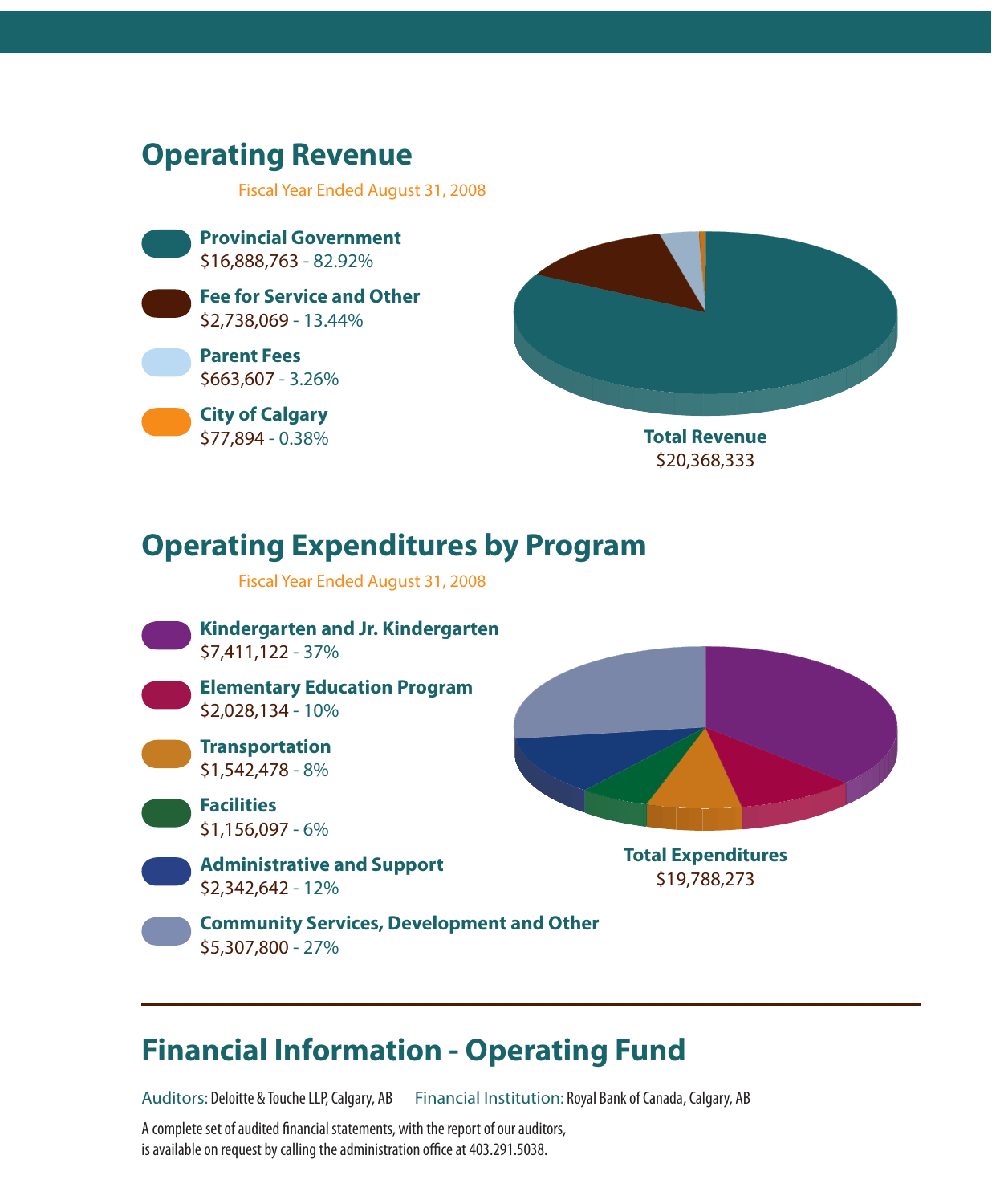## Operating Revenue

Fiscal Year Ended August 31, 2008

**Provincial Government**
$16,888,763 - 82.92%

**Fee for Service and Other**
$2,738,069 - 13.44%

**Parent Fees**
$663,607 - 3.26%

**City of Calgary**
$77,894 - 0.38%

**Total Revenue**
$20,368,333

## Operating Expenditures by Program

Fiscal Year Ended August 31, 2008

**Kindergarten and Jr. Kindergarten**
$7,411,122 - 37%

**Elementary Education Program**
$2,028,134 - 10%

**Transportation**
$1,542,478 - 8%

**Facilities**
$1,156,097 - 6%

**Administrative and Support**
$2,342,642 - 12%

**Community Services, Development and Other**
$5,307,800 - 27%

**Total Expenditures**
$19,788,273

## Financial Information - Operating Fund

Auditors: Deloitte & Touche LLP, Calgary, AB    Financial Institution: Royal Bank of Canada, Calgary, AB

A complete set of audited financial statements, with the report of our auditors, is available on request by calling the administration office at 403.291.5038.